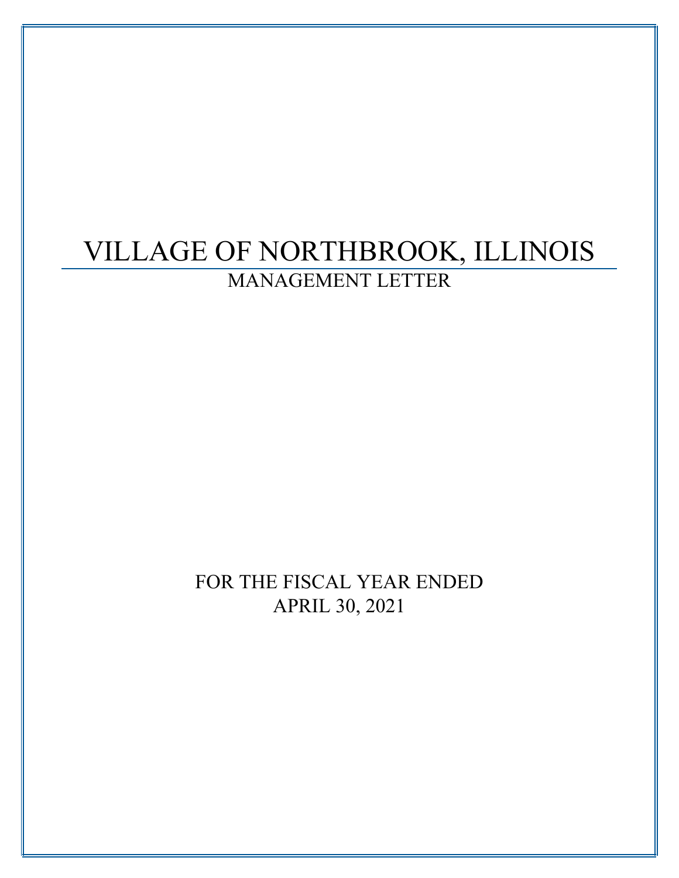# VILLAGE OF NORTHBROOK, ILLINOIS

## MANAGEMENT LETTER

FOR THE FISCAL YEAR ENDED
APRIL 30, 2021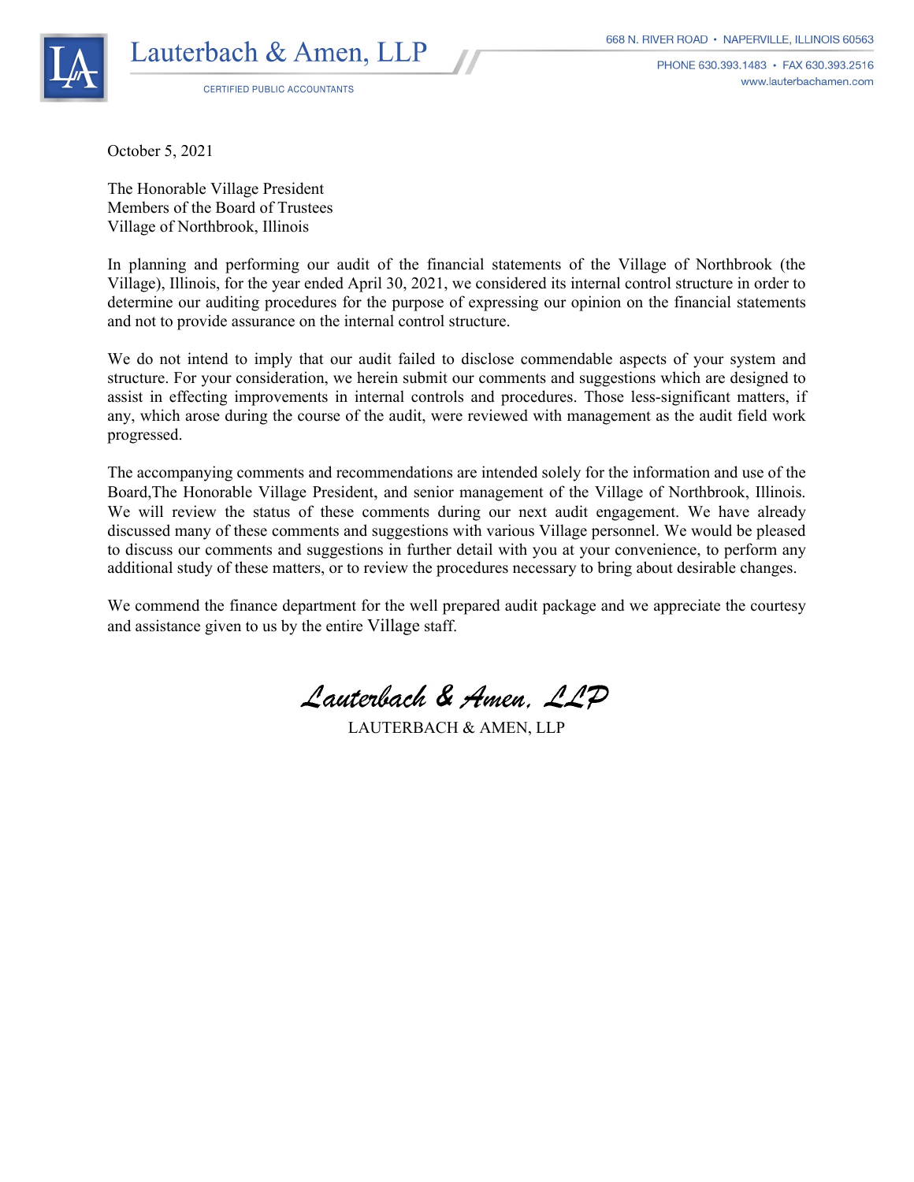# Lauterbach & Amen, LLP

CERTIFIED PUBLIC ACCOUNTANTS

668 N. RIVER ROAD • NAPERVILLE, ILLINOIS 60563
PHONE 630.393.1483 • FAX 630.393.2516
www.lauterbachamen.com

October 5, 2021

The Honorable Village President
Members of the Board of Trustees
Village of Northbrook, Illinois

In planning and performing our audit of the financial statements of the Village of Northbrook (the Village), Illinois, for the year ended April 30, 2021, we considered its internal control structure in order to determine our auditing procedures for the purpose of expressing our opinion on the financial statements and not to provide assurance on the internal control structure.

We do not intend to imply that our audit failed to disclose commendable aspects of your system and structure. For your consideration, we herein submit our comments and suggestions which are designed to assist in effecting improvements in internal controls and procedures. Those less-significant matters, if any, which arose during the course of the audit, were reviewed with management as the audit field work progressed.

The accompanying comments and recommendations are intended solely for the information and use of the Board,The Honorable Village President, and senior management of the Village of Northbrook, Illinois. We will review the status of these comments during our next audit engagement. We have already discussed many of these comments and suggestions with various Village personnel. We would be pleased to discuss our comments and suggestions in further detail with you at your convenience, to perform any additional study of these matters, or to review the procedures necessary to bring about desirable changes.

We commend the finance department for the well prepared audit package and we appreciate the courtesy and assistance given to us by the entire Village staff.

*Lauterbach & Amen, LLP*

LAUTERBACH & AMEN, LLP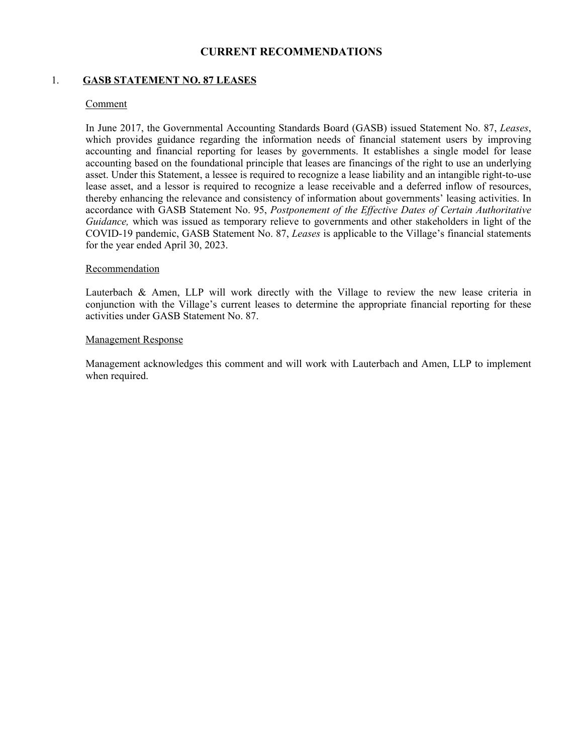# CURRENT RECOMMENDATIONS

## 1. GASB STATEMENT NO. 87 LEASES

Comment

In June 2017, the Governmental Accounting Standards Board (GASB) issued Statement No. 87, *Leases*, which provides guidance regarding the information needs of financial statement users by improving accounting and financial reporting for leases by governments. It establishes a single model for lease accounting based on the foundational principle that leases are financings of the right to use an underlying asset. Under this Statement, a lessee is required to recognize a lease liability and an intangible right-to-use lease asset, and a lessor is required to recognize a lease receivable and a deferred inflow of resources, thereby enhancing the relevance and consistency of information about governments' leasing activities. In accordance with GASB Statement No. 95, *Postponement of the Effective Dates of Certain Authoritative Guidance,* which was issued as temporary relieve to governments and other stakeholders in light of the COVID-19 pandemic, GASB Statement No. 87, *Leases* is applicable to the Village's financial statements for the year ended April 30, 2023.

Recommendation

Lauterbach & Amen, LLP will work directly with the Village to review the new lease criteria in conjunction with the Village's current leases to determine the appropriate financial reporting for these activities under GASB Statement No. 87.

Management Response

Management acknowledges this comment and will work with Lauterbach and Amen, LLP to implement when required.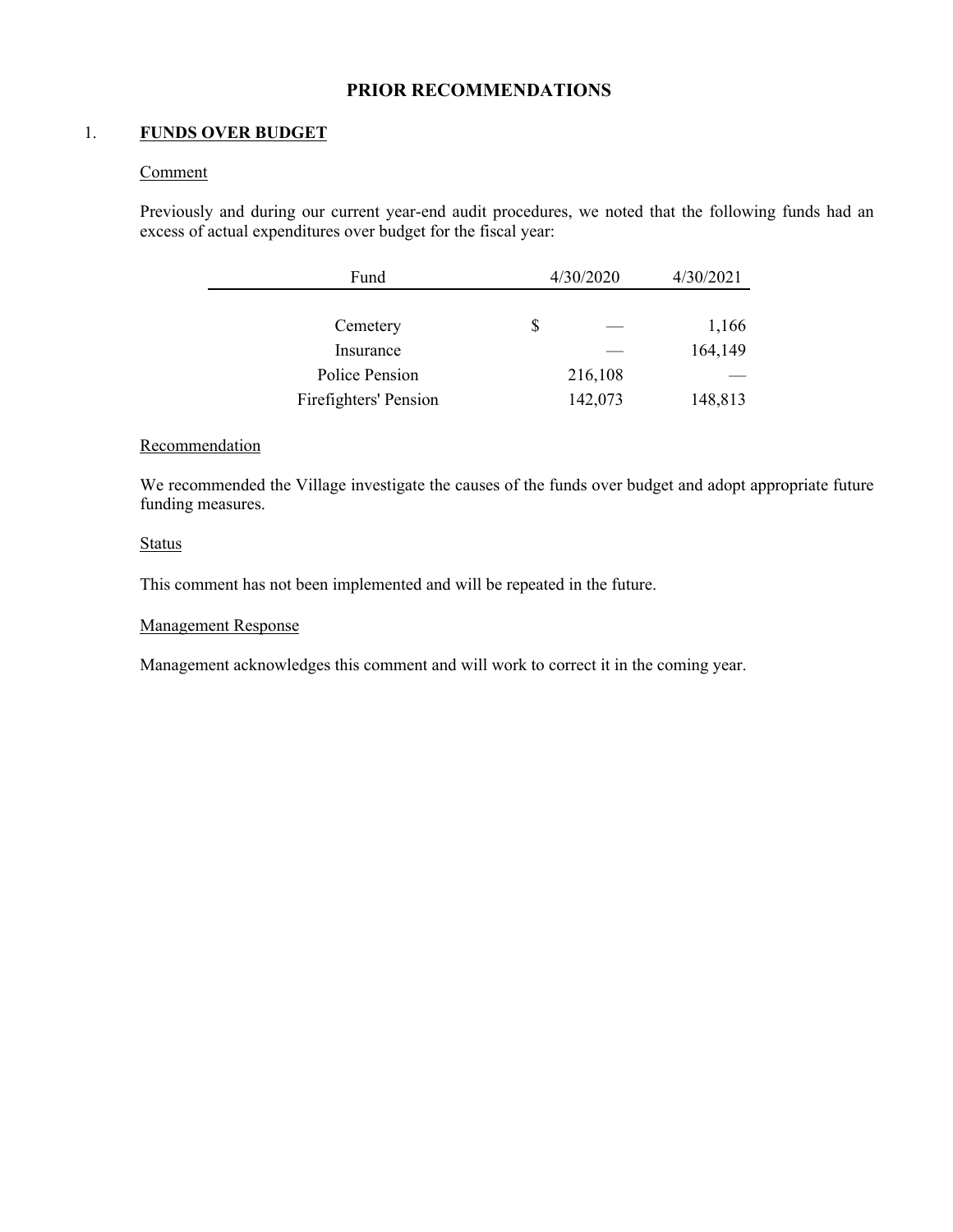## PRIOR RECOMMENDATIONS

### 1. FUNDS OVER BUDGET

Comment

Previously and during our current year-end audit procedures, we noted that the following funds had an excess of actual expenditures over budget for the fiscal year:

| Fund | 4/30/2020 | 4/30/2021 |
|---|---|---|
| Cemetery | $ — | 1,166 |
| Insurance | — | 164,149 |
| Police Pension | 216,108 | — |
| Firefighters' Pension | 142,073 | 148,813 |

Recommendation

We recommended the Village investigate the causes of the funds over budget and adopt appropriate future funding measures.

Status

This comment has not been implemented and will be repeated in the future.

Management Response

Management acknowledges this comment and will work to correct it in the coming year.